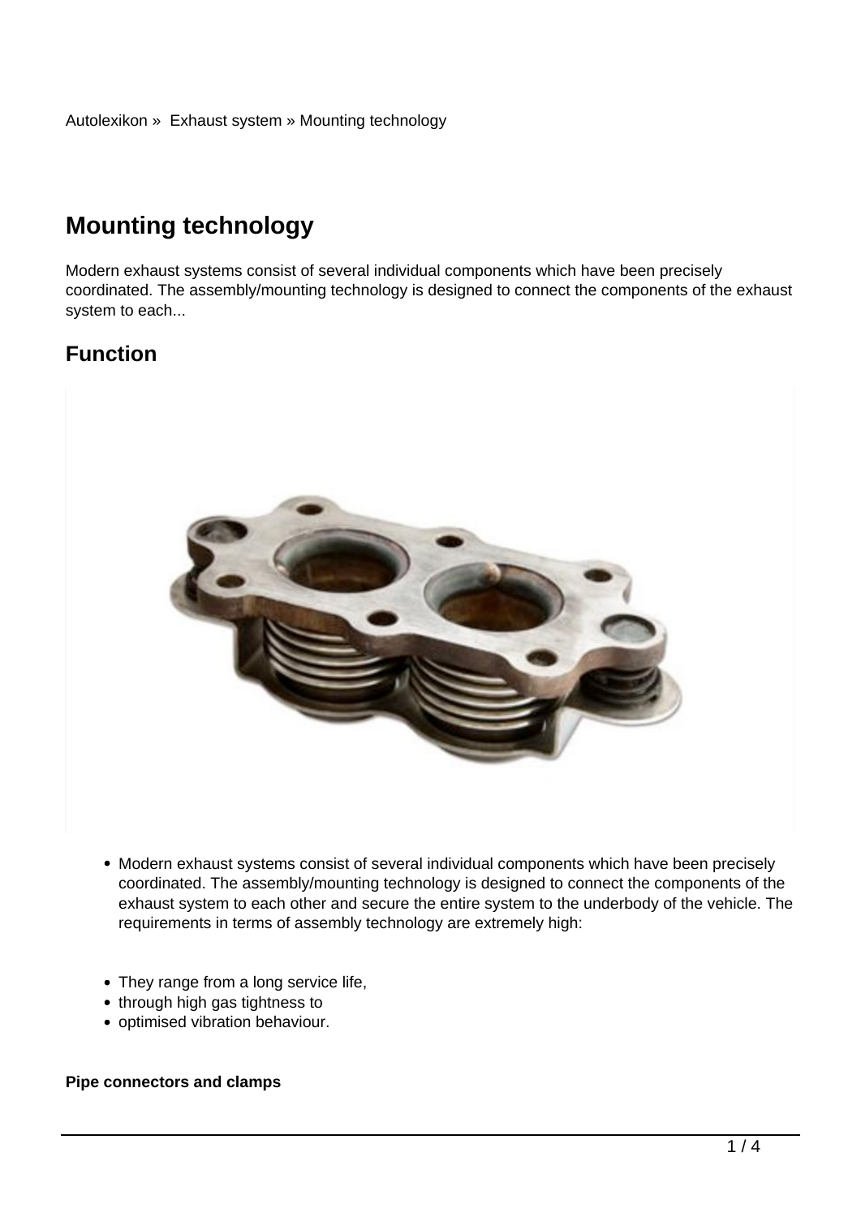Autolexikon » Exhaust system » Mounting technology

# Mounting technology

Modern exhaust systems consist of several individual components which have been precisely coordinated. The assembly/mounting technology is designed to connect the components of the exhaust system to each...

## Function

- Modern exhaust systems consist of several individual components which have been precisely coordinated. The assembly/mounting technology is designed to connect the components of the exhaust system to each other and secure the entire system to the underbody of the vehicle. The requirements in terms of assembly technology are extremely high:

- They range from a long service life,
- through high gas tightness to
- optimised vibration behaviour.

**Pipe connectors and clamps**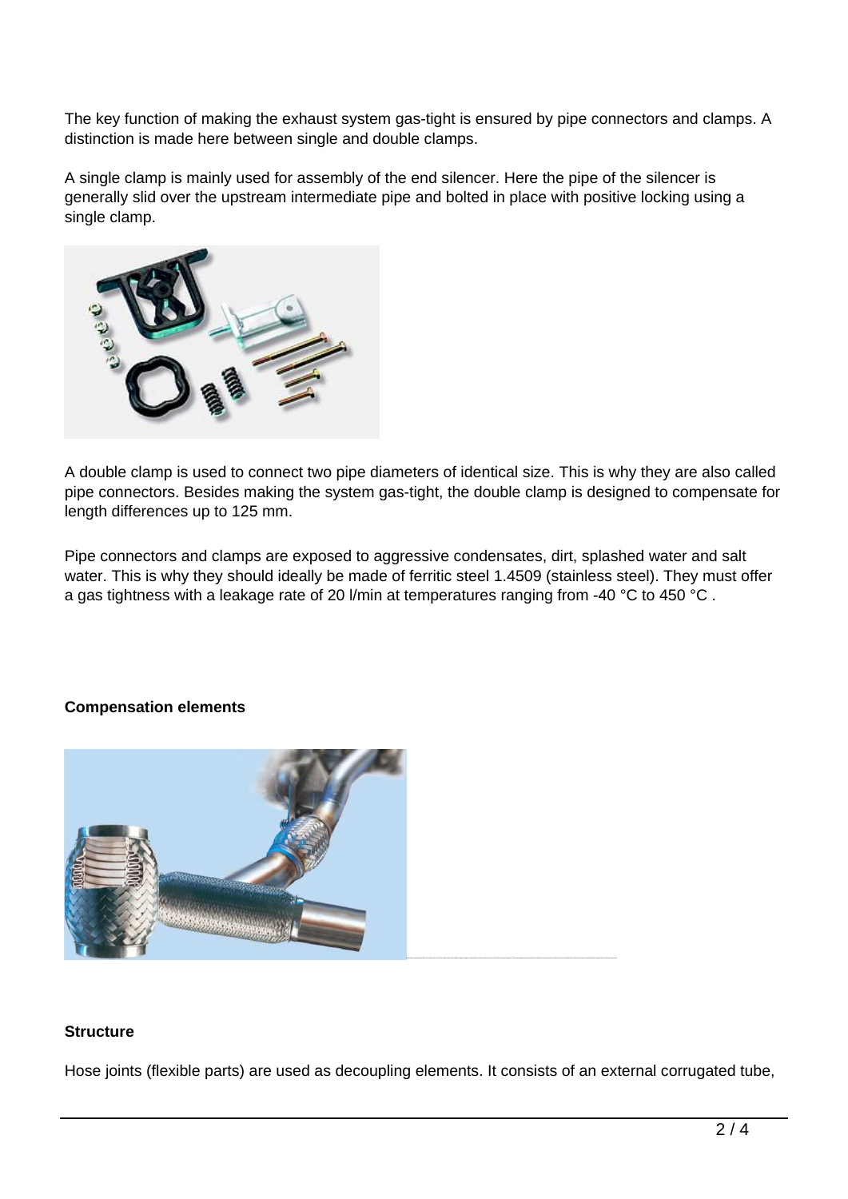The key function of making the exhaust system gas-tight is ensured by pipe connectors and clamps. A distinction is made here between single and double clamps.

A single clamp is mainly used for assembly of the end silencer. Here the pipe of the silencer is generally slid over the upstream intermediate pipe and bolted in place with positive locking using a single clamp.

A double clamp is used to connect two pipe diameters of identical size. This is why they are also called pipe connectors. Besides making the system gas-tight, the double clamp is designed to compensate for length differences up to 125 mm.

Pipe connectors and clamps are exposed to aggressive condensates, dirt, splashed water and salt water. This is why they should ideally be made of ferritic steel 1.4509 (stainless steel). They must offer a gas tightness with a leakage rate of 20 l/min at temperatures ranging from -40 °C to 450 °C .

**Compensation elements**

**Structure**

Hose joints (flexible parts) are used as decoupling elements. It consists of an external corrugated tube,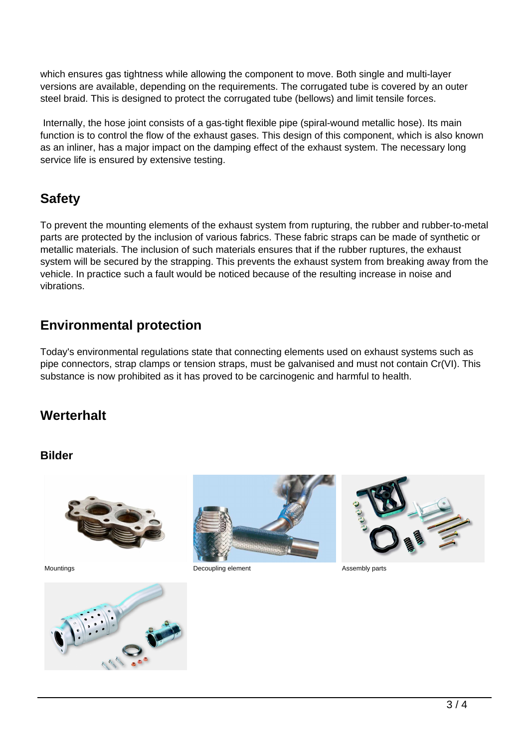which ensures gas tightness while allowing the component to move. Both single and multi-layer versions are available, depending on the requirements. The corrugated tube is covered by an outer steel braid. This is designed to protect the corrugated tube (bellows) and limit tensile forces.

Internally, the hose joint consists of a gas-tight flexible pipe (spiral-wound metallic hose). Its main function is to control the flow of the exhaust gases. This design of this component, which is also known as an inliner, has a major impact on the damping effect of the exhaust system. The necessary long service life is ensured by extensive testing.

## Safety

To prevent the mounting elements of the exhaust system from rupturing, the rubber and rubber-to-metal parts are protected by the inclusion of various fabrics. These fabric straps can be made of synthetic or metallic materials. The inclusion of such materials ensures that if the rubber ruptures, the exhaust system will be secured by the strapping. This prevents the exhaust system from breaking away from the vehicle. In practice such a fault would be noticed because of the resulting increase in noise and vibrations.

## Environmental protection

Today's environmental regulations state that connecting elements used on exhaust systems such as pipe connectors, strap clamps or tension straps, must be galvanised and must not contain Cr(VI). This substance is now prohibited as it has proved to be carcinogenic and harmful to health.

## Werterhalt

### Bilder

Mountings

Decoupling element

Assembly parts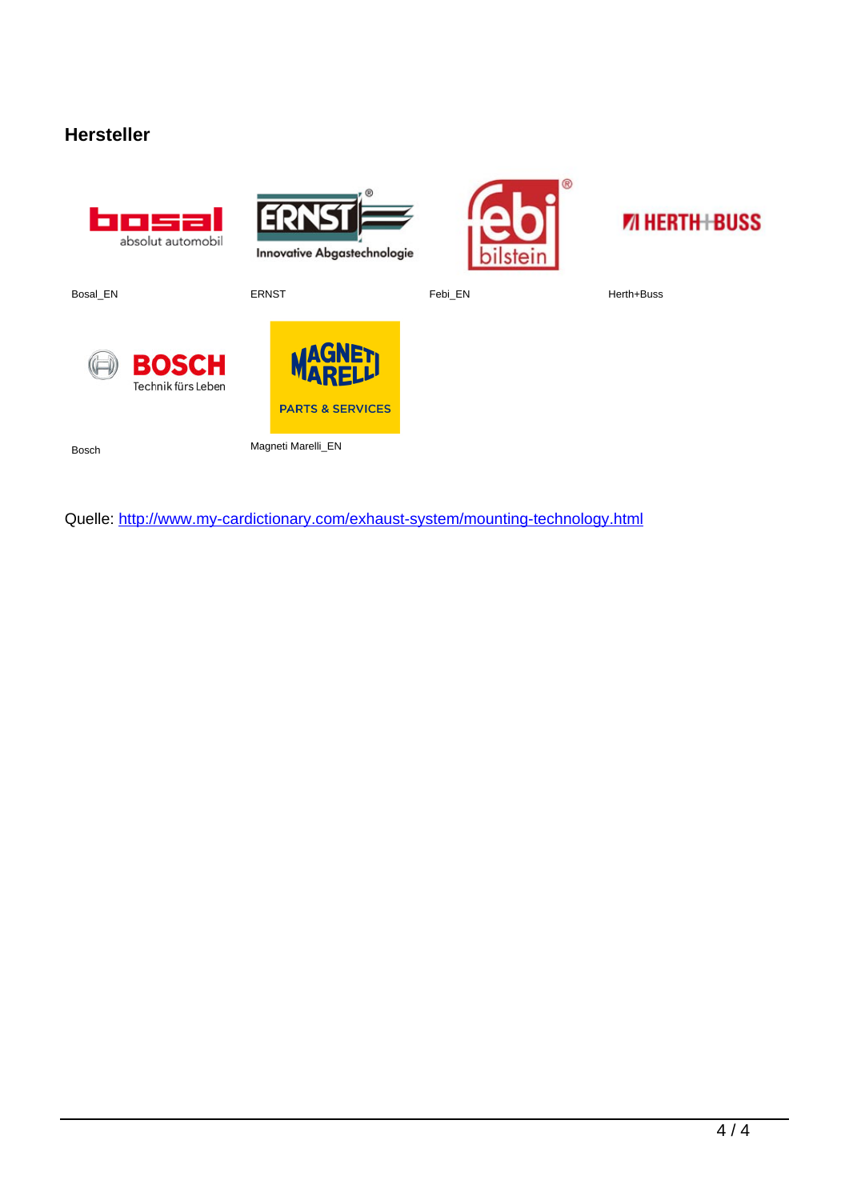## Hersteller

Bosal_EN

ERNST

Febi_EN

Herth+Buss

Bosch

Magneti Marelli_EN

Quelle: http://www.my-cardictionary.com/exhaust-system/mounting-technology.html